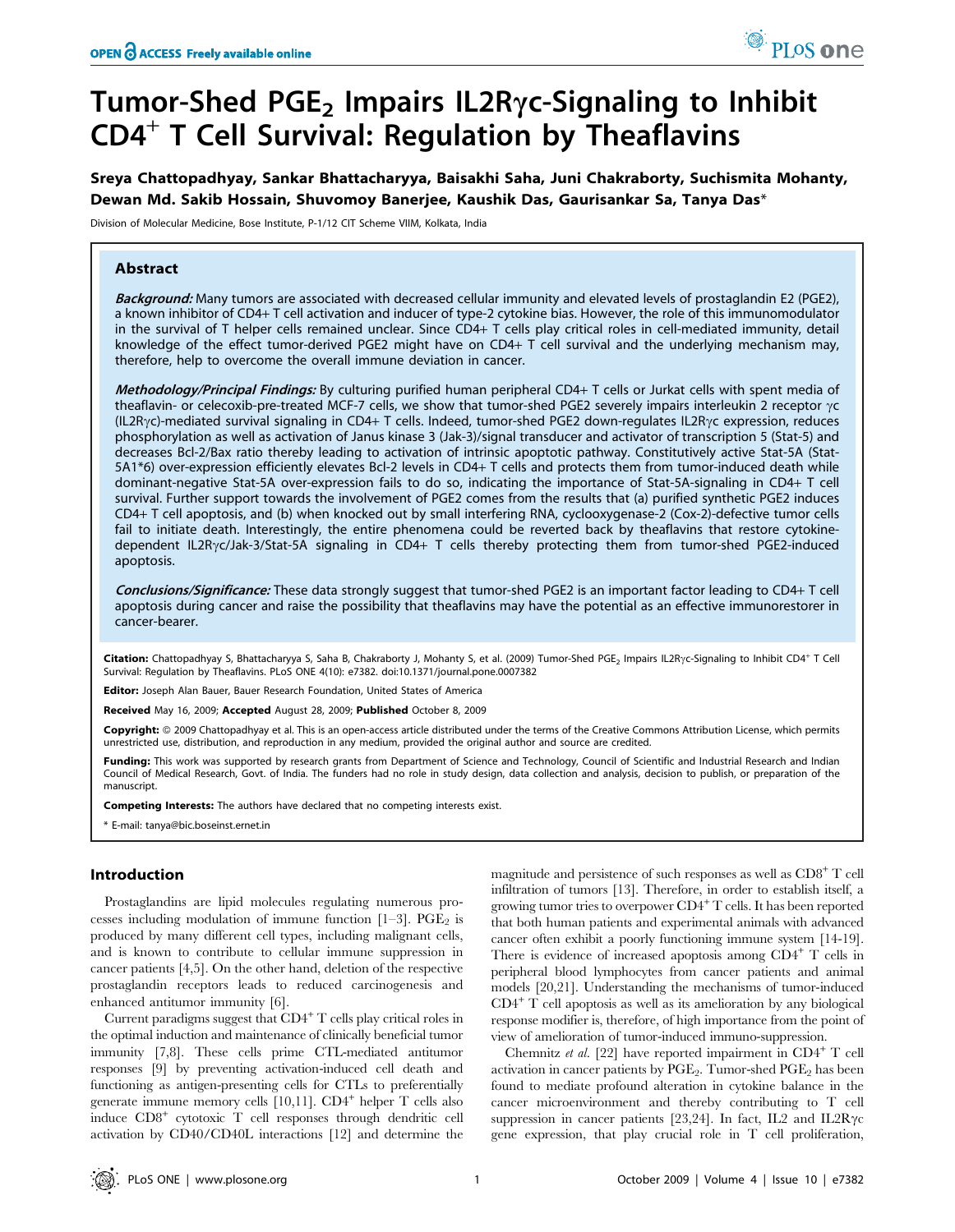# Tumor-Shed $PGE_2$ Impairs IL2Rγc-Signaling to Inhibit $CD4^+$ T Cell Survival: Regulation by Theaflavins

**Sreya Chattopadhyay, Sankar Bhattacharyya, Baisakhi Saha, Juni Chakraborty, Suchismita Mohanty, Dewan Md. Sakib Hossain, Shuvomoy Banerjee, Kaushik Das, Gaurisankar Sa, Tanya Das***

Division of Molecular Medicine, Bose Institute, P-1/12 CIT Scheme VIIM, Kolkata, India

## Abstract

***Background:*** Many tumors are associated with decreased cellular immunity and elevated levels of prostaglandin E2 (PGE2), a known inhibitor of CD4+ T cell activation and inducer of type-2 cytokine bias. However, the role of this immunomodulator in the survival of T helper cells remained unclear. Since CD4+ T cells play critical roles in cell-mediated immunity, detail knowledge of the effect tumor-derived PGE2 might have on CD4+ T cell survival and the underlying mechanism may, therefore, help to overcome the overall immune deviation in cancer.

***Methodology/Principal Findings:*** By culturing purified human peripheral CD4+ T cells or Jurkat cells with spent media of theaflavin- or celecoxib-pre-treated MCF-7 cells, we show that tumor-shed PGE2 severely impairs interleukin 2 receptor γc (IL2Rγc)-mediated survival signaling in CD4+ T cells. Indeed, tumor-shed PGE2 down-regulates IL2Rγc expression, reduces phosphorylation as well as activation of Janus kinase 3 (Jak-3)/signal transducer and activator of transcription 5 (Stat-5) and decreases Bcl-2/Bax ratio thereby leading to activation of intrinsic apoptotic pathway. Constitutively active Stat-5A (Stat-5A1*6) over-expression efficiently elevates Bcl-2 levels in CD4+ T cells and protects them from tumor-induced death while dominant-negative Stat-5A over-expression fails to do so, indicating the importance of Stat-5A-signaling in CD4+ T cell survival. Further support towards the involvement of PGE2 comes from the results that (a) purified synthetic PGE2 induces CD4+ T cell apoptosis, and (b) when knocked out by small interfering RNA, cyclooxygenase-2 (Cox-2)-defective tumor cells fail to initiate death. Interestingly, the entire phenomena could be reverted back by theaflavins that restore cytokine-dependent IL2Rγc/Jak-3/Stat-5A signaling in CD4+ T cells thereby protecting them from tumor-shed PGE2-induced apoptosis.

***Conclusions/Significance:*** These data strongly suggest that tumor-shed PGE2 is an important factor leading to CD4+ T cell apoptosis during cancer and raise the possibility that theaflavins may have the potential as an effective immunorestorer in cancer-bearer.

**Citation:** Chattopadhyay S, Bhattacharyya S, Saha B, Chakraborty J, Mohanty S, et al. (2009) Tumor-Shed $PGE_2$ Impairs IL2Rγc-Signaling to Inhibit $CD4^+$ T Cell Survival: Regulation by Theaflavins. PLoS ONE 4(10): e7382. doi:10.1371/journal.pone.0007382

**Editor:** Joseph Alan Bauer, Bauer Research Foundation, United States of America

**Received** May 16, 2009; **Accepted** August 28, 2009; **Published** October 8, 2009

**Copyright:** © 2009 Chattopadhyay et al. This is an open-access article distributed under the terms of the Creative Commons Attribution License, which permits unrestricted use, distribution, and reproduction in any medium, provided the original author and source are credited.

**Funding:** This work was supported by research grants from Department of Science and Technology, Council of Scientific and Industrial Research and Indian Council of Medical Research, Govt. of India. The funders had no role in study design, data collection and analysis, decision to publish, or preparation of the manuscript.

**Competing Interests:** The authors have declared that no competing interests exist.

\* E-mail: tanya@bic.boseinst.ernet.in

## Introduction

Prostaglandins are lipid molecules regulating numerous processes including modulation of immune function [1–3]. $PGE_2$ is produced by many different cell types, including malignant cells, and is known to contribute to cellular immune suppression in cancer patients [4,5]. On the other hand, deletion of the respective prostaglandin receptors leads to reduced carcinogenesis and enhanced antitumor immunity [6].

Current paradigms suggest that $CD4^+$ T cells play critical roles in the optimal induction and maintenance of clinically beneficial tumor immunity [7,8]. These cells prime CTL-mediated antitumor responses [9] by preventing activation-induced cell death and functioning as antigen-presenting cells for CTLs to preferentially generate immune memory cells [10,11]. $CD4^+$ helper T cells also induce $CD8^+$ cytotoxic T cell responses through dendritic cell activation by CD40/CD40L interactions [12] and determine the magnitude and persistence of such responses as well as $CD8^+$ T cell infiltration of tumors [13]. Therefore, in order to establish itself, a growing tumor tries to overpower $CD4^+$ T cells. It has been reported that both human patients and experimental animals with advanced cancer often exhibit a poorly functioning immune system [14–19]. There is evidence of increased apoptosis among $CD4^+$ T cells in peripheral blood lymphocytes from cancer patients and animal models [20,21]. Understanding the mechanisms of tumor-induced $CD4^+$ T cell apoptosis as well as its amelioration by any biological response modifier is, therefore, of high importance from the point of view of amelioration of tumor-induced immuno-suppression.

Chemnitz *et al.* [22] have reported impairment in $CD4^+$ T cell activation in cancer patients by $PGE_2$. Tumor-shed $PGE_2$ has been found to mediate profound alteration in cytokine balance in the cancer microenvironment and thereby contributing to T cell suppression in cancer patients [23,24]. In fact, IL2 and IL2Rγc gene expression, that play crucial role in T cell proliferation,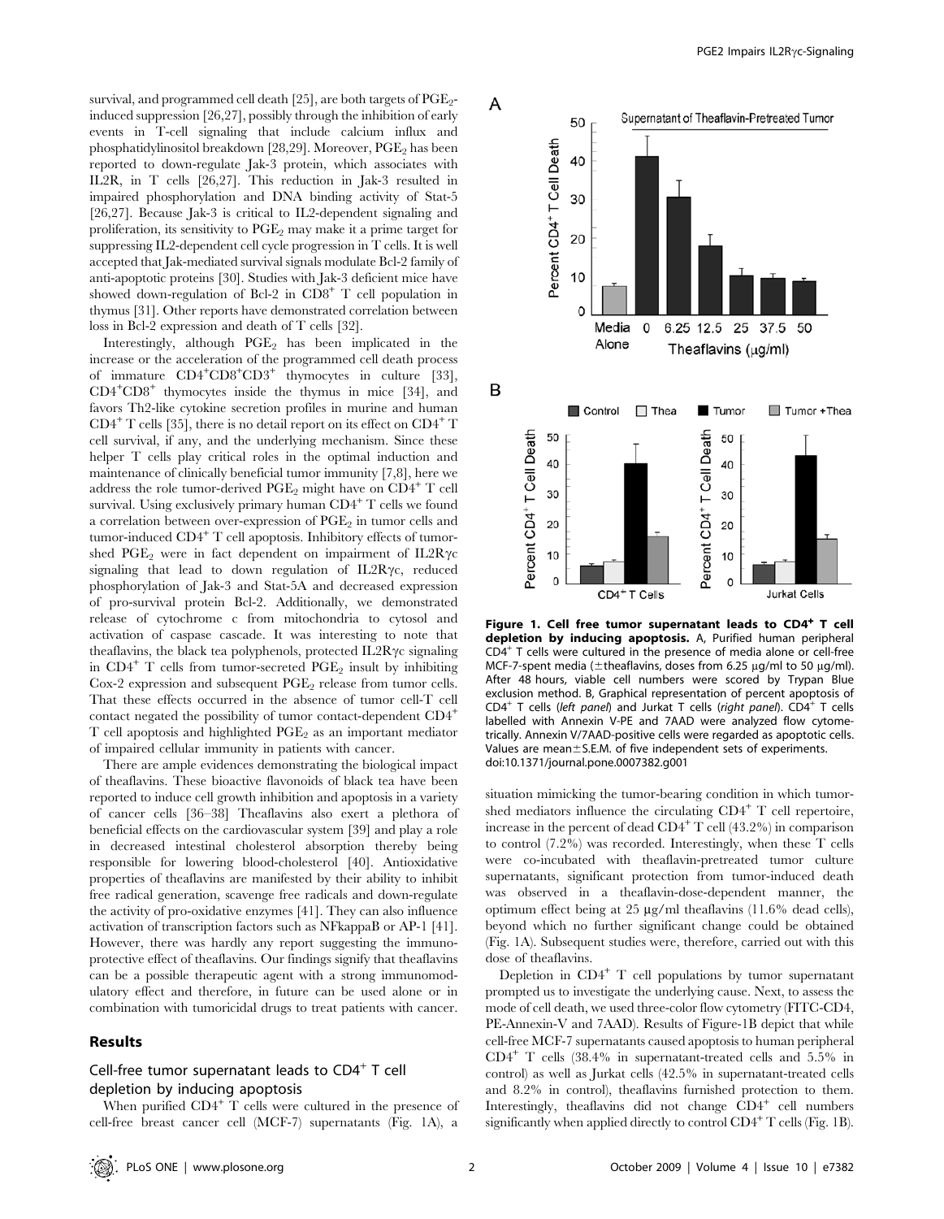survival, and programmed cell death [25], are both targets of $PGE_2$-induced suppression [26,27], possibly through the inhibition of early events in T-cell signaling that include calcium influx and phosphatidylinositol breakdown [28,29]. Moreover, $PGE_2$ has been reported to down-regulate Jak-3 protein, which associates with IL2R, in T cells [26,27]. This reduction in Jak-3 resulted in impaired phosphorylation and DNA binding activity of Stat-5 [26,27]. Because Jak-3 is critical to IL2-dependent signaling and proliferation, its sensitivity to $PGE_2$ may make it a prime target for suppressing IL2-dependent cell cycle progression in T cells. It is well accepted that Jak-mediated survival signals modulate Bcl-2 family of anti-apoptotic proteins [30]. Studies with Jak-3 deficient mice have showed down-regulation of Bcl-2 in $CD8^+$ T cell population in thymus [31]. Other reports have demonstrated correlation between loss in Bcl-2 expression and death of T cells [32].

Interestingly, although $PGE_2$ has been implicated in the increase or the acceleration of the programmed cell death process of immature $CD4^+CD8^+CD3^+$ thymocytes in culture [33], $CD4^+CD8^+$ thymocytes inside the thymus in mice [34], and favors Th2-like cytokine secretion profiles in murine and human $CD4^+$ T cells [35], there is no detail report on its effect on $CD4^+$ T cell survival, if any, and the underlying mechanism. Since these helper T cells play critical roles in the optimal induction and maintenance of clinically beneficial tumor immunity [7,8], here we address the role tumor-derived $PGE_2$ might have on $CD4^+$ T cell survival. Using exclusively primary human $CD4^+$ T cells we found a correlation between over-expression of $PGE_2$ in tumor cells and tumor-induced $CD4^+$ T cell apoptosis. Inhibitory effects of tumor-shed $PGE_2$ were in fact dependent on impairment of IL2Rγc signaling that lead to down regulation of IL2Rγc, reduced phosphorylation of Jak-3 and Stat-5A and decreased expression of pro-survival protein Bcl-2. Additionally, we demonstrated release of cytochrome c from mitochondria to cytosol and activation of caspase cascade. It was interesting to note that theaflavins, the black tea polyphenols, protected IL2Rγc signaling in $CD4^+$ T cells from tumor-secreted $PGE_2$ insult by inhibiting Cox-2 expression and subsequent $PGE_2$ release from tumor cells. That these effects occurred in the absence of tumor cell-T cell contact negated the possibility of tumor contact-dependent $CD4^+$ T cell apoptosis and highlighted $PGE_2$ as an important mediator of impaired cellular immunity in patients with cancer.

There are ample evidences demonstrating the biological impact of theaflavins. These bioactive flavonoids of black tea have been reported to induce cell growth inhibition and apoptosis in a variety of cancer cells [36–38] Theaflavins also exert a plethora of beneficial effects on the cardiovascular system [39] and play a role in decreased intestinal cholesterol absorption thereby being responsible for lowering blood-cholesterol [40]. Antioxidative properties of theaflavins are manifested by their ability to inhibit free radical generation, scavenge free radicals and down-regulate the activity of pro-oxidative enzymes [41]. They can also influence activation of transcription factors such as NFkappaB or AP-1 [41]. However, there was hardly any report suggesting the immuno-protective effect of theaflavins. Our findings signify that theaflavins can be a possible therapeutic agent with a strong immunomodulatory effect and therefore, in future can be used alone or in combination with tumoricidal drugs to treat patients with cancer.

## Results

### Cell-free tumor supernatant leads to $CD4^+$ T cell depletion by inducing apoptosis

When purified $CD4^+$ T cells were cultured in the presence of cell-free breast cancer cell (MCF-7) supernatants (Fig. 1A), a situation mimicking the tumor-bearing condition in which tumor-shed mediators influence the circulating $CD4^+$ T cell repertoire, increase in the percent of dead $CD4^+$ T cell (43.2%) in comparison to control (7.2%) was recorded. Interestingly, when these T cells were co-incubated with theaflavin-pretreated tumor culture supernatants, significant protection from tumor-induced death was observed in a theaflavin-dose-dependent manner, the optimum effect being at 25 µg/ml theaflavins (11.6% dead cells), beyond which no further significant change could be obtained (Fig. 1A). Subsequent studies were, therefore, carried out with this dose of theaflavins.

**Figure 1. Cell free tumor supernatant leads to $CD4^+$ T cell depletion by inducing apoptosis.** A, Purified human peripheral $CD4^+$ T cells were cultured in the presence of media alone or cell-free MCF-7-spent media (±theaflavins, doses from 6.25 µg/ml to 50 µg/ml). After 48 hours, viable cell numbers were scored by Trypan Blue exclusion method. B, Graphical representation of percent apoptosis of $CD4^+$ T cells (*left panel*) and Jurkat T cells (*right panel*). $CD4^+$ T cells labelled with Annexin V-PE and 7AAD were analyzed flow cytometrically. Annexin V/7AAD-positive cells were regarded as apoptotic cells. Values are mean±S.E.M. of five independent sets of experiments.
doi:10.1371/journal.pone.0007382.g001

Depletion in $CD4^+$ T cell populations by tumor supernatant prompted us to investigate the underlying cause. Next, to assess the mode of cell death, we used three-color flow cytometry (FITC-CD4, PE-Annexin-V and 7AAD). Results of Figure-1B depict that while cell-free MCF-7 supernatants caused apoptosis to human peripheral $CD4^+$ T cells (38.4% in supernatant-treated cells and 5.5% in control) as well as Jurkat cells (42.5% in supernatant-treated cells and 8.2% in control), theaflavins furnished protection to them. Interestingly, theaflavins did not change $CD4^+$ cell numbers significantly when applied directly to control $CD4^+$ T cells (Fig. 1B).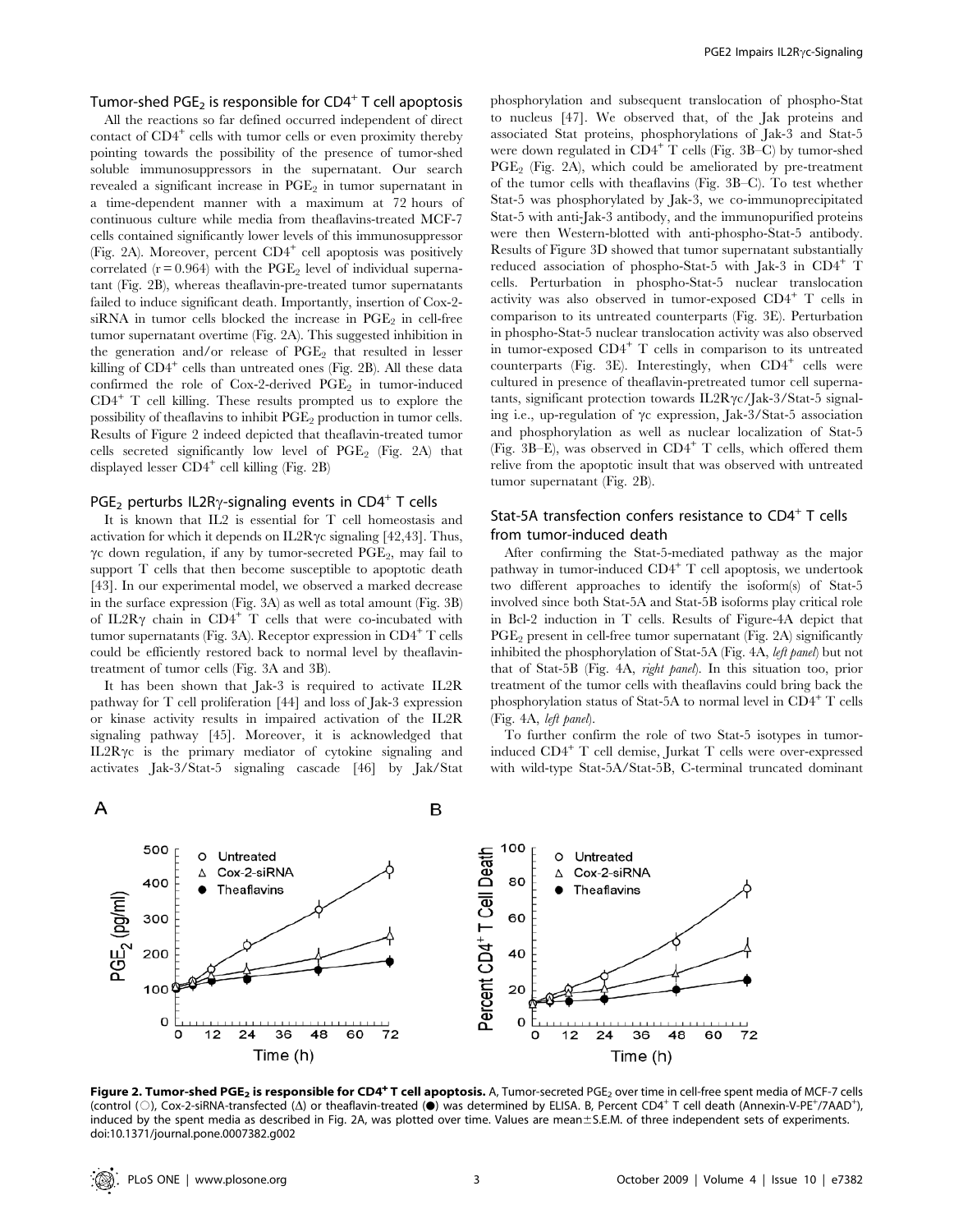## Tumor-shed $PGE_2$ is responsible for $CD4^+$ T cell apoptosis

All the reactions so far defined occurred independent of direct contact of $CD4^+$ cells with tumor cells or even proximity thereby pointing towards the possibility of the presence of tumor-shed soluble immunosuppressors in the supernatant. Our search revealed a significant increase in $PGE_2$ in tumor supernatant in a time-dependent manner with a maximum at 72 hours of continuous culture while media from theaflavins-treated MCF-7 cells contained significantly lower levels of this immunosuppressor (Fig. 2A). Moreover, percent $CD4^+$ cell apoptosis was positively correlated ($r = 0.964$) with the $PGE_2$ level of individual supernatant (Fig. 2B), whereas theaflavin-pre-treated tumor supernatants failed to induce significant death. Importantly, insertion of Cox-2-siRNA in tumor cells blocked the increase in $PGE_2$ in cell-free tumor supernatant overtime (Fig. 2A). This suggested inhibition in the generation and/or release of $PGE_2$ that resulted in lesser killing of $CD4^+$ cells than untreated ones (Fig. 2B). All these data confirmed the role of Cox-2-derived $PGE_2$ in tumor-induced $CD4^+$ T cell killing. These results prompted us to explore the possibility of theaflavins to inhibit $PGE_2$ production in tumor cells. Results of Figure 2 indeed depicted that theaflavin-treated tumor cells secreted significantly low level of $PGE_2$ (Fig. 2A) that displayed lesser $CD4^+$ cell killing (Fig. 2B)

## $PGE_2$ perturbs IL2Rγ-signaling events in $CD4^+$ T cells

It is known that IL2 is essential for T cell homeostasis and activation for which it depends on IL2Rγc signaling [42,43]. Thus, γc down regulation, if any by tumor-secreted $PGE_2$, may fail to support T cells that then become susceptible to apoptotic death [43]. In our experimental model, we observed a marked decrease in the surface expression (Fig. 3A) as well as total amount (Fig. 3B) of IL2Rγ chain in $CD4^+$ T cells that were co-incubated with tumor supernatants (Fig. 3A). Receptor expression in $CD4^+$ T cells could be efficiently restored back to normal level by theaflavin-treatment of tumor cells (Fig. 3A and 3B).

It has been shown that Jak-3 is required to activate IL2R pathway for T cell proliferation [44] and loss of Jak-3 expression or kinase activity results in impaired activation of the IL2R signaling pathway [45]. Moreover, it is acknowledged that IL2Rγc is the primary mediator of cytokine signaling and activates Jak-3/Stat-5 signaling cascade [46] by Jak/Stat phosphorylation and subsequent translocation of phospho-Stat to nucleus [47]. We observed that, of the Jak proteins and associated Stat proteins, phosphorylations of Jak-3 and Stat-5 were down regulated in $CD4^+$ T cells (Fig. 3B–C) by tumor-shed $PGE_2$ (Fig. 2A), which could be ameliorated by pre-treatment of the tumor cells with theaflavins (Fig. 3B–C). To test whether Stat-5 was phosphorylated by Jak-3, we co-immunoprecipitated Stat-5 with anti-Jak-3 antibody, and the immunopurified proteins were then Western-blotted with anti-phospho-Stat-5 antibody. Results of Figure 3D showed that tumor supernatant substantially reduced association of phospho-Stat-5 with Jak-3 in $CD4^+$ T cells. Perturbation in phospho-Stat-5 nuclear translocation activity was also observed in tumor-exposed $CD4^+$ T cells in comparison to its untreated counterparts (Fig. 3E). Perturbation in phospho-Stat-5 nuclear translocation activity was also observed in tumor-exposed $CD4^+$ T cells in comparison to its untreated counterparts (Fig. 3E). Interestingly, when $CD4^+$ cells were cultured in presence of theaflavin-pretreated tumor cell supernatants, significant protection towards IL2Rγc/Jak-3/Stat-5 signaling i.e., up-regulation of γc expression, Jak-3/Stat-5 association and phosphorylation as well as nuclear localization of Stat-5 (Fig. 3B–E), was observed in $CD4^+$ T cells, which offered them relive from the apoptotic insult that was observed with untreated tumor supernatant (Fig. 2B).

## Stat-5A transfection confers resistance to $CD4^+$ T cells from tumor-induced death

After confirming the Stat-5-mediated pathway as the major pathway in tumor-induced $CD4^+$ T cell apoptosis, we undertook two different approaches to identify the isoform(s) of Stat-5 involved since both Stat-5A and Stat-5B isoforms play critical role in Bcl-2 induction in T cells. Results of Figure-4A depict that $PGE_2$ present in cell-free tumor supernatant (Fig. 2A) significantly inhibited the phosphorylation of Stat-5A (Fig. 4A, *left panel*) but not that of Stat-5B (Fig. 4A, *right panel*). In this situation too, prior treatment of the tumor cells with theaflavins could bring back the phosphorylation status of Stat-5A to normal level in $CD4^+$ T cells (Fig. 4A, *left panel*).

To further confirm the role of two Stat-5 isotypes in tumor-induced $CD4^+$ T cell demise, Jurkat T cells were over-expressed with wild-type Stat-5A/Stat-5B, C-terminal truncated dominant

**Figure 2. Tumor-shed $PGE_2$ is responsible for $CD4^+$ T cell apoptosis.** A, Tumor-secreted $PGE_2$ over time in cell-free spent media of MCF-7 cells (control (○), Cox-2-siRNA-transfected (Δ) or theaflavin-treated (●) was determined by ELISA. B, Percent $CD4^+$ T cell death (Annexin-V-PE$^+$/7AAD$^+$), induced by the spent media as described in Fig. 2A, was plotted over time. Values are mean±S.E.M. of three independent sets of experiments. doi:10.1371/journal.pone.0007382.g002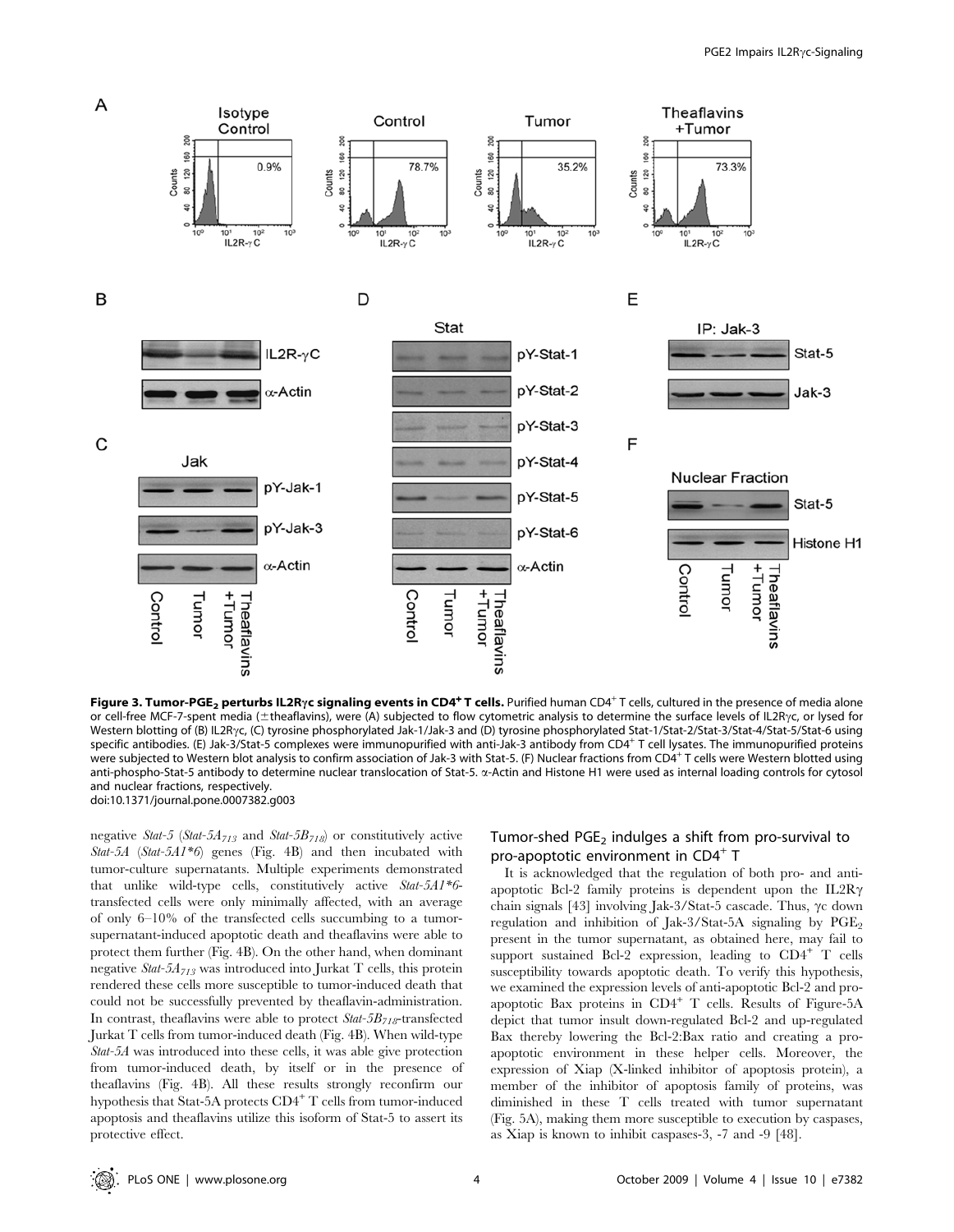**Figure 3. Tumor-PGE$_2$ perturbs IL2R$\gamma$c signaling events in CD4$^+$ T cells.** Purified human CD4$^+$ T cells, cultured in the presence of media alone or cell-free MCF-7-spent media (±theaflavins), were (A) subjected to flow cytometric analysis to determine the surface levels of IL2R$\gamma$c, or lysed for Western blotting of (B) IL2R$\gamma$c, (C) tyrosine phosphorylated Jak-1/Jak-3 and (D) tyrosine phosphorylated Stat-1/Stat-2/Stat-3/Stat-4/Stat-5/Stat-6 using specific antibodies. (E) Jak-3/Stat-5 complexes were immunopurified with anti-Jak-3 antibody from CD4$^+$ T cell lysates. The immunopurified proteins were subjected to Western blot analysis to confirm association of Jak-3 with Stat-5. (F) Nuclear fractions from CD4$^+$ T cells were Western blotted using anti-phospho-Stat-5 antibody to determine nuclear translocation of Stat-5. $\alpha$-Actin and Histone H1 were used as internal loading controls for cytosol and nuclear fractions, respectively.
doi:10.1371/journal.pone.0007382.g003

negative *Stat-5* (*Stat-5A$_{713}$* and *Stat-5B$_{718}$*) or constitutively active *Stat-5A* (*Stat-5A1*6*) genes (Fig. 4B) and then incubated with tumor-culture supernatants. Multiple experiments demonstrated that unlike wild-type cells, constitutively active *Stat-5A1*6*-transfected cells were only minimally affected, with an average of only 6–10% of the transfected cells succumbing to a tumor-supernatant-induced apoptotic death and theaflavins were able to protect them further (Fig. 4B). On the other hand, when dominant negative *Stat-5A$_{713}$* was introduced into Jurkat T cells, this protein rendered these cells more susceptible to tumor-induced death that could not be successfully prevented by theaflavin-administration. In contrast, theaflavins were able to protect *Stat-5B$_{718}$*-transfected Jurkat T cells from tumor-induced death (Fig. 4B). When wild-type *Stat-5A* was introduced into these cells, it was able give protection from tumor-induced death, by itself or in the presence of theaflavins (Fig. 4B). All these results strongly reconfirm our hypothesis that Stat-5A protects CD4$^+$ T cells from tumor-induced apoptosis and theaflavins utilize this isoform of Stat-5 to assert its protective effect.

### Tumor-shed PGE$_2$ indulges a shift from pro-survival to pro-apoptotic environment in CD4$^+$ T

It is acknowledged that the regulation of both pro- and anti-apoptotic Bcl-2 family proteins is dependent upon the IL2R$\gamma$ chain signals [43] involving Jak-3/Stat-5 cascade. Thus, $\gamma$c down regulation and inhibition of Jak-3/Stat-5A signaling by PGE$_2$ present in the tumor supernatant, as obtained here, may fail to support sustained Bcl-2 expression, leading to CD4$^+$ T cells susceptibility towards apoptotic death. To verify this hypothesis, we examined the expression levels of anti-apoptotic Bcl-2 and pro-apoptotic Bax proteins in CD4$^+$ T cells. Results of Figure-5A depict that tumor insult down-regulated Bcl-2 and up-regulated Bax thereby lowering the Bcl-2:Bax ratio and creating a pro-apoptotic environment in these helper cells. Moreover, the expression of Xiap (X-linked inhibitor of apoptosis protein), a member of the inhibitor of apoptosis family of proteins, was diminished in these T cells treated with tumor supernatant (Fig. 5A), making them more susceptible to execution by caspases, as Xiap is known to inhibit caspases-3, -7 and -9 [48].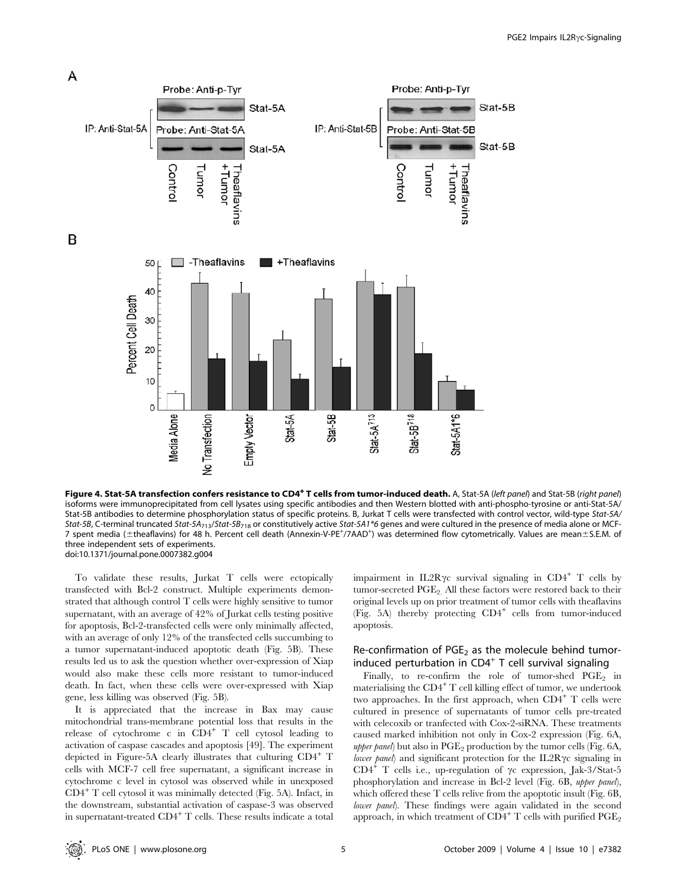**Figure 4. Stat-5A transfection confers resistance to CD4$^{+}$ T cells from tumor-induced death.** A, Stat-5A (*left panel*) and Stat-5B (*right panel*) isoforms were immunoprecipitated from cell lysates using specific antibodies and then Western blotted with anti-phospho-tyrosine or anti-Stat-5A/Stat-5B antibodies to determine phosphorylation status of specific proteins. B, Jurkat T cells were transfected with control vector, wild-type *Stat-5A/Stat-5B*, C-terminal truncated *Stat-5A$_{713}$/Stat-5B$_{718}$* or constitutively active *Stat-5A1*6* genes and were cultured in the presence of media alone or MCF-7 spent media (±theaflavins) for 48 h. Percent cell death (Annexin-V-PE$^{+}$/7AAD$^{+}$) was determined flow cytometrically. Values are mean±S.E.M. of three independent sets of experiments.
doi:10.1371/journal.pone.0007382.g004

To validate these results, Jurkat T cells were ectopically transfected with Bcl-2 construct. Multiple experiments demonstrated that although control T cells were highly sensitive to tumor supernatant, with an average of 42% of Jurkat cells testing positive for apoptosis, Bcl-2-transfected cells were only minimally affected, with an average of only 12% of the transfected cells succumbing to a tumor supernatant-induced apoptotic death (Fig. 5B). These results led us to ask the question whether over-expression of Xiap would also make these cells more resistant to tumor-induced death. In fact, when these cells were over-expressed with Xiap gene, less killing was observed (Fig. 5B).

It is appreciated that the increase in Bax may cause mitochondrial trans-membrane potential loss that results in the release of cytochrome c in CD4$^{+}$ T cell cytosol leading to activation of caspase cascades and apoptosis [49]. The experiment depicted in Figure-5A clearly illustrates that culturing CD4$^{+}$ T cells with MCF-7 cell free supernatant, a significant increase in cytochrome c level in cytosol was observed while in unexposed CD4$^{+}$ T cell cytosol it was minimally detected (Fig. 5A). Infact, in the downstream, substantial activation of caspase-3 was observed in supernatant-treated CD4$^{+}$ T cells. These results indicate a total impairment in IL2Rγc survival signaling in CD4$^{+}$ T cells by tumor-secreted $PGE_2$. All these factors were restored back to their original levels up on prior treatment of tumor cells with theaflavins (Fig. 5A) thereby protecting CD4$^{+}$ cells from tumor-induced apoptosis.

## Re-confirmation of $PGE_2$ as the molecule behind tumor-induced perturbation in CD4$^{+}$ T cell survival signaling

Finally, to re-confirm the role of tumor-shed $PGE_2$ in materialising the CD4$^{+}$ T cell killing effect of tumor, we undertook two approaches. In the first approach, when CD4$^{+}$ T cells were cultured in presence of supernatants of tumor cells pre-treated with celecoxib or tranfected with Cox-2-siRNA. These treatments caused marked inhibition not only in Cox-2 expression (Fig. 6A, *upper panel*) but also in $PGE_2$ production by the tumor cells (Fig. 6A, *lower panel*) and significant protection for the IL2Rγc signaling in CD4$^{+}$ T cells i.e., up-regulation of γc expression, Jak-3/Stat-5 phosphorylation and increase in Bcl-2 level (Fig. 6B, *upper panel*), which offered these T cells relive from the apoptotic insult (Fig. 6B, *lower panel*). These findings were again validated in the second approach, in which treatment of CD4$^{+}$ T cells with purified $PGE_2$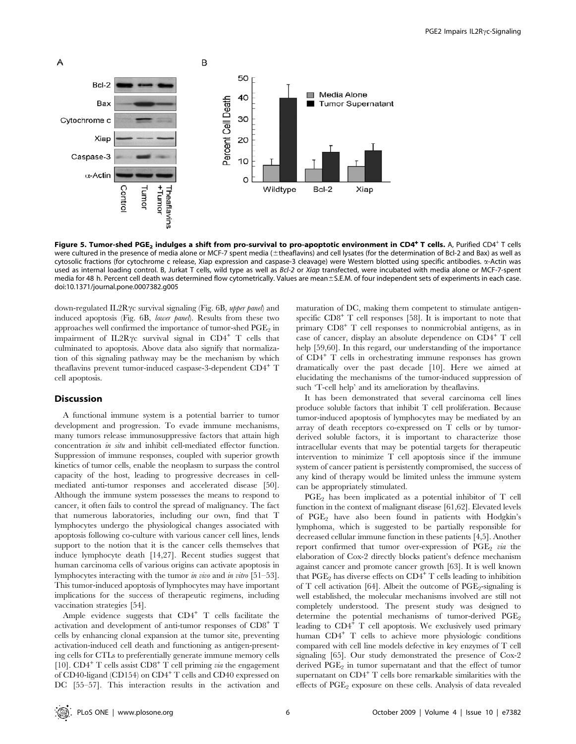**Figure 5. Tumor-shed $PGE_2$ indulges a shift from pro-survival to pro-apoptotic environment in $CD4^+$ T cells.** A, Purified $CD4^+$ T cells were cultured in the presence of media alone or MCF-7 spent media (±theaflavins) and cell lysates (for the determination of Bcl-2 and Bax) as well as cytosolic fractions (for cytochrome c release, Xiap expression and caspase-3 cleavage) were Western blotted using specific antibodies. α-Actin was used as internal loading control. B, Jurkat T cells, wild type as well as *Bcl-2* or *Xiap* transfected, were incubated with media alone or MCF-7-spent media for 48 h. Percent cell death was determined flow cytometrically. Values are mean±S.E.M. of four independent sets of experiments in each case. doi:10.1371/journal.pone.0007382.g005

down-regulated IL2Rγc survival signaling (Fig. 6B, *upper panel*) and induced apoptosis (Fig. 6B, *lower panel*). Results from these two approaches well confirmed the importance of tumor-shed $PGE_2$ in impairment of IL2Rγc survival signal in $CD4^+$ T cells that culminated to apoptosis. Above data also signify that normalization of this signaling pathway may be the mechanism by which theaflavins prevent tumor-induced caspase-3-dependent $CD4^+$ T cell apoptosis.

## Discussion

A functional immune system is a potential barrier to tumor development and progression. To evade immune mechanisms, many tumors release immunosuppressive factors that attain high concentration *in situ* and inhibit cell-mediated effector function. Suppression of immune responses, coupled with superior growth kinetics of tumor cells, enable the neoplasm to surpass the control capacity of the host, leading to progressive decreases in cell-mediated anti-tumor responses and accelerated disease [50]. Although the immune system possesses the means to respond to cancer, it often fails to control the spread of malignancy. The fact that numerous laboratories, including our own, find that T lymphocytes undergo the physiological changes associated with apoptosis following co-culture with various cancer cell lines, lends support to the notion that it is the cancer cells themselves that induce lymphocyte death [14,27]. Recent studies suggest that human carcinoma cells of various origins can activate apoptosis in lymphocytes interacting with the tumor *in vivo* and *in vitro* [51–53]. This tumor-induced apoptosis of lymphocytes may have important implications for the success of therapeutic regimens, including vaccination strategies [54].

Ample evidence suggests that $CD4^+$ T cells facilitate the activation and development of anti-tumor responses of $CD8^+$ T cells by enhancing clonal expansion at the tumor site, preventing activation-induced cell death and functioning as antigen-presenting cells for CTLs to preferentially generate immune memory cells [10]. $CD4^+$ T cells assist $CD8^+$ T cell priming *via* the engagement of CD40-ligand (CD154) on $CD4^+$ T cells and CD40 expressed on DC [55–57]. This interaction results in the activation and maturation of DC, making them competent to stimulate antigen-specific $CD8^+$ T cell responses [58]. It is important to note that primary $CD8^+$ T cell responses to nonmicrobial antigens, as in case of cancer, display an absolute dependence on $CD4^+$ T cell help [59,60]. In this regard, our understanding of the importance of $CD4^+$ T cells in orchestrating immune responses has grown dramatically over the past decade [10]. Here we aimed at elucidating the mechanisms of the tumor-induced suppression of such 'T-cell help' and its amelioration by theaflavins.

It has been demonstrated that several carcinoma cell lines produce soluble factors that inhibit T cell proliferation. Because tumor-induced apoptosis of lymphocytes may be mediated by an array of death receptors co-expressed on T cells or by tumor-derived soluble factors, it is important to characterize those intracellular events that may be potential targets for therapeutic intervention to minimize T cell apoptosis since if the immune system of cancer patient is persistently compromised, the success of any kind of therapy would be limited unless the immune system can be appropriately stimulated.

$PGE_2$ has been implicated as a potential inhibitor of T cell function in the context of malignant disease [61,62]. Elevated levels of $PGE_2$ have also been found in patients with Hodgkin's lymphoma, which is suggested to be partially responsible for decreased cellular immune function in these patients [4,5]. Another report confirmed that tumor over-expression of $PGE_2$ *via* the elaboration of Cox-2 directly blocks patient's defence mechanism against cancer and promote cancer growth [63]. It is well known that $PGE_2$ has diverse effects on $CD4^+$ T cells leading to inhibition of T cell activation [64]. Albeit the outcome of $PGE_2$-signaling is well established, the molecular mechanisms involved are still not completely understood. The present study was designed to determine the potential mechanisms of tumor-derived $PGE_2$ leading to $CD4^+$ T cell apoptosis. We exclusively used primary human $CD4^+$ T cells to achieve more physiologic conditions compared with cell line models defective in key enzymes of T cell signaling [65]. Our study demonstrated the presence of Cox-2 derived $PGE_2$ in tumor supernatant and that the effect of tumor supernatant on $CD4^+$ T cells bore remarkable similarities with the effects of $PGE_2$ exposure on these cells. Analysis of data revealed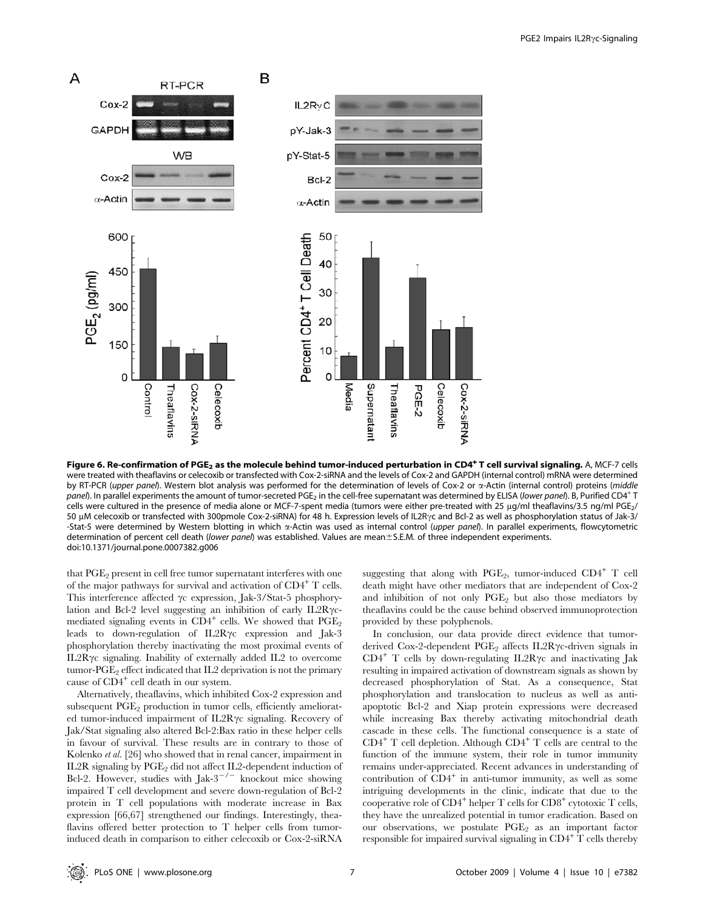**Figure 6. Re-confirmation of $PGE_2$ as the molecule behind tumor-induced perturbation in $CD4^+$ T cell survival signaling.** A, MCF-7 cells were treated with theaflavins or celecoxib or transfected with Cox-2-siRNA and the levels of Cox-2 and GAPDH (internal control) mRNA were determined by RT-PCR (*upper panel*). Western blot analysis was performed for the determination of levels of Cox-2 or α-Actin (internal control) proteins (*middle panel*). In parallel experiments the amount of tumor-secreted $PGE_2$ in the cell-free supernatant was determined by ELISA (*lower panel*). B, Purified $CD4^+$ T cells were cultured in the presence of media alone or MCF-7-spent media (tumors were either pre-treated with 25 μg/ml theaflavins/3.5 ng/ml $PGE_2$/50 μM celecoxib or transfected with 300pmole Cox-2-siRNA) for 48 h. Expression levels of IL2Rγc and Bcl-2 as well as phosphorylation status of Jak-3/-Stat-5 were determined by Western blotting in which α-Actin was used as internal control (*upper panel*). In parallel experiments, flowcytometric determination of percent cell death (*lower panel*) was established. Values are mean±S.E.M. of three independent experiments.
doi:10.1371/journal.pone.0007382.g006

that $PGE_2$ present in cell free tumor supernatant interferes with one of the major pathways for survival and activation of $CD4^+$ T cells. This interference affected γc expression, Jak-3/Stat-5 phosphorylation and Bcl-2 level suggesting an inhibition of early IL2Rγc-mediated signaling events in $CD4^+$ cells. We showed that $PGE_2$ leads to down-regulation of IL2Rγc expression and Jak-3 phosphorylation thereby inactivating the most proximal events of IL2Rγc signaling. Inability of externally added IL2 to overcome tumor-$PGE_2$ effect indicated that IL2 deprivation is not the primary cause of $CD4^+$ cell death in our system.

Alternatively, theaflavins, which inhibited Cox-2 expression and subsequent $PGE_2$ production in tumor cells, efficiently ameliorated tumor-induced impairment of IL2Rγc signaling. Recovery of Jak/Stat signaling also altered Bcl-2:Bax ratio in these helper cells in favour of survival. These results are in contrary to those of Kolenko *et al.* [26] who showed that in renal cancer, impairment in IL2R signaling by $PGE_2$ did not affect IL2-dependent induction of Bcl-2. However, studies with Jak-$3^{-/-}$ knockout mice showing impaired T cell development and severe down-regulation of Bcl-2 protein in T cell populations with moderate increase in Bax expression [66,67] strengthened our findings. Interestingly, theaflavins offered better protection to T helper cells from tumor-induced death in comparison to either celecoxib or Cox-2-siRNA suggesting that along with $PGE_2$, tumor-induced $CD4^+$ T cell death might have other mediators that are independent of Cox-2 and inhibition of not only $PGE_2$ but also those mediators by theaflavins could be the cause behind observed immunoprotection provided by these polyphenols.

In conclusion, our data provide direct evidence that tumor-derived Cox-2-dependent $PGE_2$ affects IL2Rγc-driven signals in $CD4^+$ T cells by down-regulating IL2Rγc and inactivating Jak resulting in impaired activation of downstream signals as shown by decreased phosphorylation of Stat. As a consequence, Stat phosphorylation and translocation to nucleus as well as anti-apoptotic Bcl-2 and Xiap protein expressions were decreased while increasing Bax thereby activating mitochondrial death cascade in these cells. The functional consequence is a state of $CD4^+$ T cell depletion. Although $CD4^+$ T cells are central to the function of the immune system, their role in tumor immunity remains under-appreciated. Recent advances in understanding of contribution of $CD4^+$ in anti-tumor immunity, as well as some intriguing developments in the clinic, indicate that due to the cooperative role of $CD4^+$ helper T cells for $CD8^+$ cytotoxic T cells, they have the unrealized potential in tumor eradication. Based on our observations, we postulate $PGE_2$ as an important factor responsible for impaired survival signaling in $CD4^+$ T cells thereby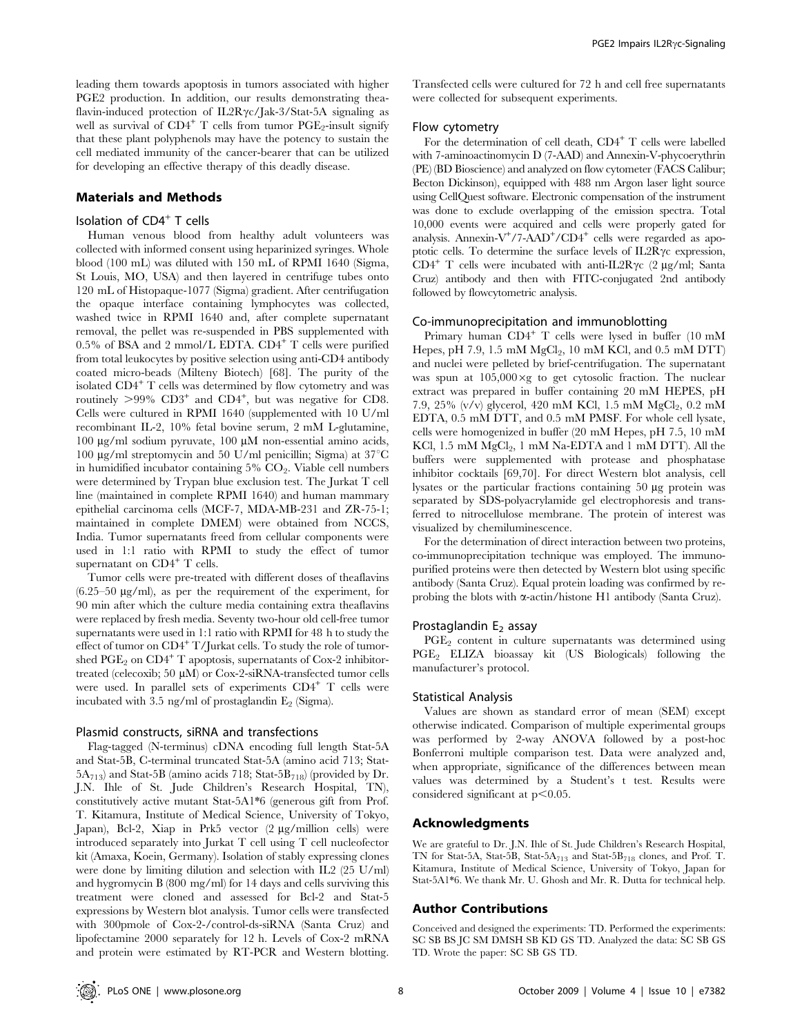leading them towards apoptosis in tumors associated with higher PGE2 production. In addition, our results demonstrating theaflavin-induced protection of IL2Rγc/Jak-3/Stat-5A signaling as well as survival of $CD4^+$ T cells from tumor $PGE_2$-insult signify that these plant polyphenols may have the potency to sustain the cell mediated immunity of the cancer-bearer that can be utilized for developing an effective therapy of this deadly disease.

## Materials and Methods

### Isolation of $CD4^+$ T cells

Human venous blood from healthy adult volunteers was collected with informed consent using heparinized syringes. Whole blood (100 mL) was diluted with 150 mL of RPMI 1640 (Sigma, St Louis, MO, USA) and then layered in centrifuge tubes onto 120 mL of Histopaque-1077 (Sigma) gradient. After centrifugation the opaque interface containing lymphocytes was collected, washed twice in RPMI 1640 and, after complete supernatant removal, the pellet was re-suspended in PBS supplemented with 0.5% of BSA and 2 mmol/L EDTA. $CD4^+$ T cells were purified from total leukocytes by positive selection using anti-CD4 antibody coated micro-beads (Milteny Biotech) [68]. The purity of the isolated $CD4^+$ T cells was determined by flow cytometry and was routinely >99% $CD3^+$ and $CD4^+$, but was negative for CD8. Cells were cultured in RPMI 1640 (supplemented with 10 U/ml recombinant IL-2, 10% fetal bovine serum, 2 mM L-glutamine, 100 µg/ml sodium pyruvate, 100 µM non-essential amino acids, 100 µg/ml streptomycin and 50 U/ml penicillin; Sigma) at 37°C in humidified incubator containing 5% $CO_2$. Viable cell numbers were determined by Trypan blue exclusion test. The Jurkat T cell line (maintained in complete RPMI 1640) and human mammary epithelial carcinoma cells (MCF-7, MDA-MB-231 and ZR-75-1; maintained in complete DMEM) were obtained from NCCS, India. Tumor supernatants freed from cellular components were used in 1:1 ratio with RPMI to study the effect of tumor supernatant on $CD4^+$ T cells.

Tumor cells were pre-treated with different doses of theaflavins (6.25–50 µg/ml), as per the requirement of the experiment, for 90 min after which the culture media containing extra theaflavins were replaced by fresh media. Seventy two-hour old cell-free tumor supernatants were used in 1:1 ratio with RPMI for 48 h to study the effect of tumor on $CD4^+$ T/Jurkat cells. To study the role of tumor-shed $PGE_2$ on $CD4^+$ T apoptosis, supernatants of Cox-2 inhibitor-treated (celecoxib; 50 µM) or Cox-2-siRNA-transfected tumor cells were used. In parallel sets of experiments $CD4^+$ T cells were incubated with 3.5 ng/ml of prostaglandin $E_2$ (Sigma).

### Plasmid constructs, siRNA and transfections

Flag-tagged (N-terminus) cDNA encoding full length Stat-5A and Stat-5B, C-terminal truncated Stat-5A (amino acid 713; Stat-$5A_{713}$) and Stat-5B (amino acids 718; Stat-$5B_{718}$) (provided by Dr. J.N. Ihle of St. Jude Children's Research Hospital, TN), constitutively active mutant Stat-5A1*6 (generous gift from Prof. T. Kitamura, Institute of Medical Science, University of Tokyo, Japan), Bcl-2, Xiap in Prk5 vector (2 µg/million cells) were introduced separately into Jurkat T cell using T cell nucleofector kit (Amaxa, Koein, Germany). Isolation of stably expressing clones were done by limiting dilution and selection with IL2 (25 U/ml) and hygromycin B (800 mg/ml) for 14 days and cells surviving this treatment were cloned and assessed for Bcl-2 and Stat-5 expressions by Western blot analysis. Tumor cells were transfected with 300pmole of Cox-2-/control-ds-siRNA (Santa Cruz) and lipofectamine 2000 separately for 12 h. Levels of Cox-2 mRNA and protein were estimated by RT-PCR and Western blotting. Transfected cells were cultured for 72 h and cell free supernatants were collected for subsequent experiments.

### Flow cytometry

For the determination of cell death, $CD4^+$ T cells were labelled with 7-aminoactinomycin D (7-AAD) and Annexin-V-phycoerythrin (PE) (BD Bioscience) and analyzed on flow cytometer (FACS Calibur; Becton Dickinson), equipped with 488 nm Argon laser light source using CellQuest software. Electronic compensation of the instrument was done to exclude overlapping of the emission spectra. Total 10,000 events were acquired and cells were properly gated for analysis. Annexin-$V^+$/7-$AAD^+$/$CD4^+$ cells were regarded as apoptotic cells. To determine the surface levels of IL2Rγc expression, $CD4^+$ T cells were incubated with anti-IL2Rγc (2 µg/ml; Santa Cruz) antibody and then with FITC-conjugated 2nd antibody followed by flowcytometric analysis.

### Co-immunoprecipitation and immunoblotting

Primary human $CD4^+$ T cells were lysed in buffer (10 mM Hepes, pH 7.9, 1.5 mM $MgCl_2$, 10 mM KCl, and 0.5 mM DTT) and nuclei were pelleted by brief-centrifugation. The supernatant was spun at 105,000×g to get cytosolic fraction. The nuclear extract was prepared in buffer containing 20 mM HEPES, pH 7.9, 25% (v/v) glycerol, 420 mM KCl, 1.5 mM $MgCl_2$, 0.2 mM EDTA, 0.5 mM DTT, and 0.5 mM PMSF. For whole cell lysate, cells were homogenized in buffer (20 mM Hepes, pH 7.5, 10 mM KCl, 1.5 mM $MgCl_2$, 1 mM Na-EDTA and 1 mM DTT). All the buffers were supplemented with protease and phosphatase inhibitor cocktails [69,70]. For direct Western blot analysis, cell lysates or the particular fractions containing 50 µg protein was separated by SDS-polyacrylamide gel electrophoresis and transferred to nitrocellulose membrane. The protein of interest was visualized by chemiluminescence.

For the determination of direct interaction between two proteins, co-immunoprecipitation technique was employed. The immunopurified proteins were then detected by Western blot using specific antibody (Santa Cruz). Equal protein loading was confirmed by re-probing the blots with α-actin/histone H1 antibody (Santa Cruz).

### Prostaglandin $E_2$ assay

$PGE_2$ content in culture supernatants was determined using $PGE_2$ ELIZA bioassay kit (US Biologicals) following the manufacturer's protocol.

### Statistical Analysis

Values are shown as standard error of mean (SEM) except otherwise indicated. Comparison of multiple experimental groups was performed by 2-way ANOVA followed by a post-hoc Bonferroni multiple comparison test. Data were analyzed and, when appropriate, significance of the differences between mean values was determined by a Student's t test. Results were considered significant at $p<0.05$.

## Acknowledgments

We are grateful to Dr. J.N. Ihle of St. Jude Children's Research Hospital, TN for Stat-5A, Stat-5B, Stat-$5A_{713}$ and Stat-$5B_{718}$ clones, and Prof. T. Kitamura, Institute of Medical Science, University of Tokyo, Japan for Stat-5A1*6. We thank Mr. U. Ghosh and Mr. R. Dutta for technical help.

## Author Contributions

Conceived and designed the experiments: TD. Performed the experiments: SC SB BS JC SM DMSH SB KD GS TD. Analyzed the data: SC SB GS TD. Wrote the paper: SC SB GS TD.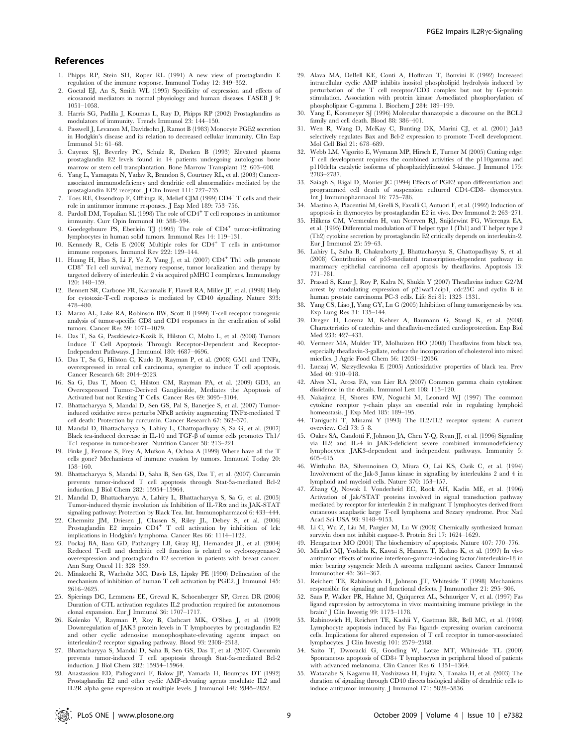## References

1. Phipps RP, Stein SH, Roper RL (1991) A new view of prostaglandin E regulation of the immune response. Immunol Today 12: 349–352.
2. Goetzl EJ, An S, Smith WL (1995) Specificity of expression and effects of eicosanoid mediators in normal physiology and human diseases. FASEB J 9: 1051–1058.
3. Harris SG, Padilla J, Koumas L, Ray D, Phipps RP (2002) Prostaglandins as modulators of immunity. Trends Immunol 23: 144–150.
4. Passwell J, Levanon M, Davidsohn J, Ramot B (1983) Monocyte PGE2 secretion in Hodgkin's disease and its relation to decreased cellular immunity. Clin Exp Immunol 51: 61–68.
5. Cayeux SJ, Beverley PC, Schulz R, Dorken B (1993) Elevated plasma prostaglandin E2 levels found in 14 patients undergoing autologous bone marrow or stem cell transplantation. Bone Marrow Transplant 12: 603–608.
6. Yang L, Yamagata N, Yadav R, Brandon S, Courtney RL, et al. (2003) Cancer-associated immunodeficiency and dendritic cell abnormalities mediated by the prostaglandin EP2 receptor. J Clin Invest 111: 727–735.
7. Toes RE, Ossendrop F, Offringa R, Melief CJM (1999) $CD4^{+}$ T cells and their role in antitumor immune responses. J Exp Med 189: 753–756.
8. Pardoll DM, Topalian SL (1998) The role of $CD4^{+}$ T cell responses in antitumor immunity. Curr Opin Immunol 10: 588–594.
9. Goedegebuure PS, Eberlein TJ (1995) The role of $CD4^{+}$ tumor-infiltrating lymphocytes in human solid tumors. Immunol Res 14: 119–131.
10. Kennedy R, Celis E (2008) Multiple roles for $CD4^{+}$ T cells in anti-tumor immune responses. Immunol Rev 222: 129–144.
11. Huang H, Hao S, Li F, Ye Z, Yang J, et al. (2007) $CD4^{+}$ Th1 cells promote $CD8^{+}$ Tc1 cell survival, memory response, tumor localization and therapy by targeted delivery of interleukin 2 via acquired pMHC I complexes. Immunology 120: 148–159.
12. Bennett SR, Carbone FR, Karamalis F, Flavell RA, Miller JF, et al. (1998) Help for cytotoxic-T-cell responses is mediated by CD40 signalling. Nature 393: 478–480.
13. Marzo AL, Lake RA, Robinson BW, Scott B (1999) T-cell receptor transgenic analysis of tumor-specific CD8 and CD4 responses in the eradication of solid tumors. Cancer Res 59: 1071–1079.
14. Das T, Sa G, Paszkiewicz-Kozik E, Hilston C, Molto L, et al. (2008) Tumors Induce T Cell Apoptosis Through Receptor-Dependent and Receptor-Independent Pathways. J Immunol 180: 4687–4696.
15. Das T, Sa G, Hilston C, Kudo D, Rayman P, et al. (2008) GM1 and TNFa, overexpressed in renal cell carcinoma, synergize to induce T cell apoptosis. Cancer Research 68: 2014–2023.
16. Sa G, Das T, Moon C, Hilston CM, Rayman PA, et al. (2009) GD3, an Overexpressed Tumor-Derived Ganglioside, Mediates the Apoptosis of Activated but not Resting T Cells. Cancer Res 69: 3095–3104.
17. Bhattacharyya S, Mandal D, Sen GS, Pal S, Banerjee S, et al. (2007) Tumor-induced oxidative stress perturbs NFκB activity augmenting TNFα-mediated T cell death: Protection by curcumin. Cancer Research 67: 362–370.
18. Mandal D, Bhattacharyya S, Lahiry L, Chattopadhyay S, Sa G, et al. (2007) Black tea-induced decrease in IL-10 and TGF-β of tumor cells promotes Th1/Tc1 response in tumor-bearer. Nutrition Cancer 58: 213–221.
19. Finke J, Ferrone S, Frey A, Mufson A, Ochoa A (1999) Where have all the T cells gone? Mechanisms of immune evasion by tumors. Immunol Today 20: 158–160.
20. Bhattacharyya S, Mandal D, Saha B, Sen GS, Das T, et al. (2007) Curcumin prevents tumor-induced T cell apoptosis through Stat-5a-mediated Bcl-2 induction. J Biol Chem 282: 15954–15964.
21. Mandal D, Bhattacharyya A, Lahiry L, Bhattacharyya S, Sa G, et al. (2005) Tumor-induced thymic involution *via* Inhibition of IL-7Rα and its JAK-STAT signaling pathway: Protection by Black Tea. Int. Immunopharmacol 6: 433–444.
22. Chemnitz JM, Driesen J, Classen S, Riley JL, Debey S, et al. (2006) Prostaglandin E2 impairs $CD4^{+}$ T cell activation by inhibition of lck: implications in Hodgkin's lymphoma. Cancer Res 66: 1114–1122.
23. Pockaj BA, Basu GD, Pathangey LB, Gray RJ, Hernandez JL, et al. (2004) Reduced T-cell and dendritic cell function is related to cyclooxygenase-2 overexpression and prostaglandin E2 secretion in patients with breast cancer. Ann Surg Oncol 11: 328–339.
24. Minakuchi R, Wacholtz MC, Davis LS, Lipsky PE (1990) Delineation of the mechanism of inhibition of human T cell activation by PGE2. J Immunol 145: 2616–2625.
25. Spierings DC, Lemmens EE, Grewal K, Schoenberger SP, Green DR (2006) Duration of CTL activation regulates IL2 production required for autonomous clonal expansion. Eur J Immunol 36: 1707–1717.
26. Kolenko V, Rayman P, Roy B, Cathcart MK, O'Shea J, et al. (1999) Downregulation of JAK3 protein levels in T lymphocytes by prostaglandin E2 and other cyclic adenosine monophosphate-elevating agents: impact on interleukin-2 receptor signaling pathway. Blood 93: 2308–2318.
27. Bhattacharyya S, Mandal D, Saha B, Sen GS, Das T, et al. (2007) Curcumin prevents tumor-induced T cell apoptosis through Stat-5a-mediated Bcl-2 induction. J Biol Chem 282: 15954–15964.
28. Anastassiou ED, Paliogianni F, Balow JP, Yamada H, Boumpas DT (1992) Prostaglandin E2 and other cyclic AMP-elevating agents modulate IL2 and IL2R alpha gene expression at multiple levels. J Immunol 148: 2845–2852.
29. Alava MA, DeBell KE, Conti A, Hoffman T, Bonvini E (1992) Increased intracellular cyclic AMP inhibits inositol phospholipid hydrolysis induced by perturbation of the T cell receptor/CD3 complex but not by G-protein stimulation. Association with protein kinase A-mediated phosphorylation of phospholipase C-gamma 1. Biochem J 284: 189–199.
30. Yang E, Korsmeyer SJ (1996) Molecular thanatopsis: a discourse on the BCL2 family and cell death. Blood 88: 386–401.
31. Wen R, Wang D, McKay C, Bunting DK, Marini CJ, et al. (2001) Jak3 selectively regulates Bax and Bcl-2 expression to promote T-cell development. Mol Cell Biol 21: 678–689.
32. Webb LM, Vigorito E, Wymann MP, Hirsch E, Turner M (2005) Cutting edge: T cell development requires the combined activities of the p110gamma and p110delta catalytic isoforms of phosphatidylinositol 3-kinase. J Immunol 175: 2783–2787.
33. Saiagh S, Rigal D, Monier JC (1994) Effects of PGE2 upon differentiation and programmed cell death of suspension cultured CD4-CD8- thymocytes. Int J Immunopharmacol 16: 775–786.
34. Mastino A, Piacentini M, Grelli S, Favalli C, Autuori F, et al. (1992) Induction of apoptosis in thymocytes by prostaglandin E2 in vivo. Dev Immunol 2: 263–271.
35. Hilkens CM, Vermeulen H, van Neerven RJ, Snijdewint FG, Wierenga EA, et al. (1995) Differential modulation of T helper type 1 (Th1) and T helper type 2 (Th2) cytokine secretion by prostaglandin E2 critically depends on interleukin-2. Eur J Immunol 25: 59–63.
36. Lahiry L, Saha B, Chakraborty J, Bhattacharyya S, Chattopadhyay S, et al. (2008) Contribution of p53-mediated transcription-dependent pathway in mammary epithelial carcinoma cell apoptosis by theaflavins. Apoptosis 13: 771–781.
37. Prasad S, Kaur J, Roy P, Kalra N, Shukla Y (2007) Theaflavins induce G2/M arrest by modulating expression of p21waf1/cip1, cdc25C and cyclin B in human prostate carcinoma PC-3 cells. Life Sci 81: 1323–1331.
38. Yang CS, Liao J, Yang GY, Lu G (2005) Inhibition of lung tumorigenesis by tea. Exp Lung Res 31: 135–144.
39. Dreger H, Lorenz M, Kehrer A, Baumann G, Stangl K, et al. (2008) Characteristics of catechin- and theaflavin-mediated cardioprotection. Exp Biol Med 233: 427–433.
40. Vermeer MA, Mulder TP, Molhuizen HO (2008) Theaflavins from black tea, especially theaflavin-3-gallate, reduce the incorporation of cholesterol into mixed micelles. J Agric Food Chem 56: 12031–12036.
41. Łuczaj W, Skrzydlewska E (2005) Antioxidative properties of black tea. Prev Med 40: 910–918.
42. Alves NL, Arosa FA, van Lier RA (2007) Common gamma chain cytokines: dissidence in the details. Immunol Lett 108: 113–120.
43. Nakajima H, Shores EW, Noguchi M, Leonard WJ (1997) The common cytokine receptor γ-chain plays an essential role in regulating lymphoid homeostasis. J Exp Med 185: 189–195.
44. Taniguchi T, Minami Y (1993) The IL2/IL2 receptor system: A current overview. Cell 73: 5–8.
45. Oakes SA, Candotti F, Johnson JA, Chen Y-Q, Ryan JJ, et al. (1996) Signaling via IL2 and IL-4 in JAK3-deficient severe combined immunodeficiency lymphocytes: JAK3-dependent and independent pathways. Immunity 5: 605–615.
46. Witthuhn BA, Silvennoinen O, Miura O, Lai KS, Cwik C, et al. (1994) Involvement of the Jak-3 Janus kinase in signalling by interleukins 2 and 4 in lymphoid and myeloid cells. Nature 370: 153–157.
47. Zhang Q, Nowak I. Vonderheid EC, Rook AH, Kadin ME, et al. (1996) Activation of Jak/STAT proteins involved in signal transduction pathway mediated by receptor for interleukin 2 in malignant T lymphocytes derived from cutaneous anaplastic large T-cell lymphoma and Sezary syndrome. Proc Natl Acad Sci USA 93: 9148–9153.
48. Li C, Wu Z, Liu M, Pazgier M, Lu W (2008) Chemically synthesized human survivin does not inhibit caspase-3. Protein Sci 17: 1624–1629.
49. Hengartner MO (2001) The biochemistry of apoptosis. Nature 407: 770–776.
50. Micallef MJ, Yoshida K, Kawai S, Hanaya T, Kohno K, et al. (1997) In vivo antitumor effects of murine interferon-gamma-inducing factor/interleukin-18 in mice bearing syngeneic Meth A sarcoma malignant ascites. Cancer Immunol Immunother 43: 361–367.
51. Reichert TE, Rabinowich H, Johnson JT, Whiteside T (1998) Mechanisms responsible for signaling and functional defects. J Immunother 21: 295–306.
52. Saas P, Walker PR, Hahne M, Quiquerez AL, Schnuriger V, et al. (1997) Fas ligand expression by astrocytoma in vivo: maintaining immune privilege in the brain? J Clin Investig 99: 1173–1178.
53. Rabinowich H, Reichert TE, Kashii Y, Gastman BR, Bell MC, et al. (1998) Lymphocyte apoptosis induced by Fas ligand- expressing ovarian carcinoma cells. Implications for altered expression of T cell receptor in tumor-associated lymphocytes. J Clin Investig 101: 2579–2588.
54. Saito T, Dworacki G, Gooding W, Lotze MT, Whiteside TL (2000) Spontaneous apoptosis of CD8+ T lymphocytes in peripheral blood of patients with advanced melanoma. Clin Cancer Res 6: 1351–1364.
55. Watanabe S, Kagamu H, Yoshizawa H, Fujita N, Tanaka H, et al. (2003) The duration of signaling through CD40 directs biological ability of dendritic cells to induce antitumor immunity. J Immunol 171: 5828–5836.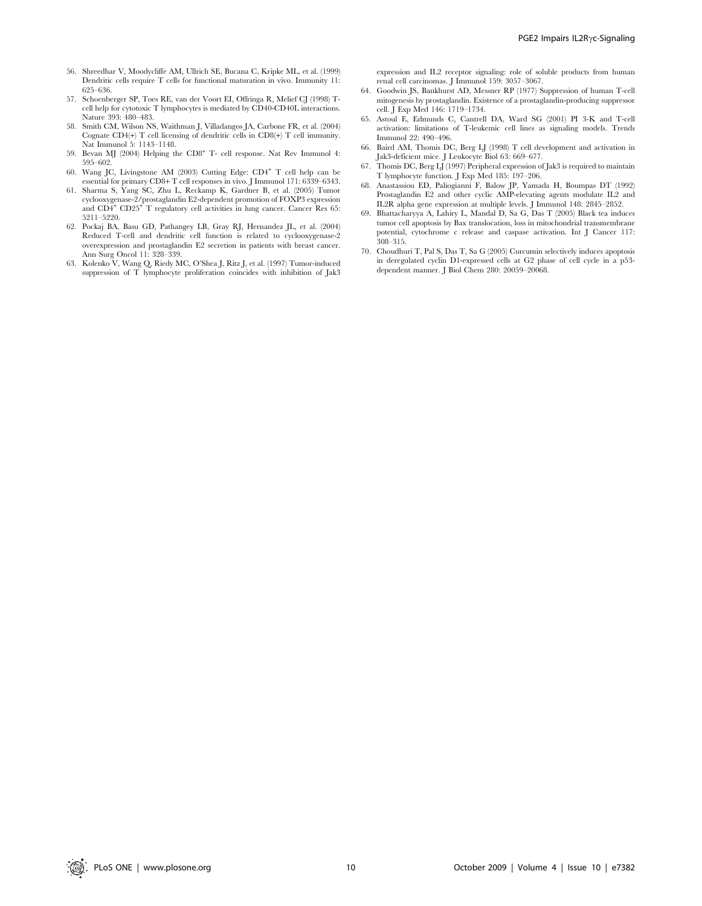56. Shreedhar V, Moodycliffe AM, Ullrich SE, Bucana C, Kripke ML, et al. (1999) Dendritic cells require T cells for functional maturation in vivo. Immunity 11: 625–636.
57. Schoenberger SP, Toes RE, van der Voort EI, Offringa R, Melief CJ (1998) T-cell help for cytotoxic T lymphocytes is mediated by CD40-CD40L interactions. Nature 393: 480–483.
58. Smith CM, Wilson NS, Waithman J, Villadangos JA, Carbone FR, et al. (2004) Cognate CD4(+) T cell licensing of dendritic cells in CD8(+) T cell immunity. Nat Immunol 5: 1143–1148.
59. Bevan MJ (2004) Helping the $CD8^{+}$ T- cell response. Nat Rev Immunol 4: 595–602.
60. Wang JC, Livingstone AM (2003) Cutting Edge: $CD4^{+}$ T cell help can be essential for primary CD8+ T cell responses in vivo. J Immunol 171: 6339–6343.
61. Sharma S, Yang SC, Zhu L, Reckamp K, Gardner B, et al. (2005) Tumor cyclooxygenase-2/prostaglandin E2-dependent promotion of FOXP3 expression and $CD4^{+}$ $CD25^{+}$ T regulatory cell activities in lung cancer. Cancer Res 65: 5211–5220.
62. Pockaj BA, Basu GD, Pathangey LB, Gray RJ, Hernandez JL, et al. (2004) Reduced T-cell and dendritic cell function is related to cyclooxygenase-2 overexpression and prostaglandin E2 secretion in patients with breast cancer. Ann Surg Oncol 11: 328–339.
63. Kolenko V, Wang Q, Riedy MC, O'Shea J, Ritz J, et al. (1997) Tumor-induced suppression of T lymphocyte proliferation coincides with inhibition of Jak3 expression and IL2 receptor signaling: role of soluble products from human renal cell carcinomas. J Immunol 159: 3057–3067.
64. Goodwin JS, Bankhurst AD, Messner RP (1977) Suppression of human T-cell mitogenesis by prostaglandin. Existence of a prostaglandin-producing suppressor cell. J Exp Med 146: 1719–1734.
65. Astoul E, Edmunds C, Cantrell DA, Ward SG (2001) PI 3-K and T-cell activation: limitations of T-leukemic cell lines as signaling models. Trends Immunol 22: 490–496.
66. Baird AM, Thomis DC, Berg LJ (1998) T cell development and activation in Jak3-deficient mice. J Leukocyte Biol 63: 669–677.
67. Thomis DC, Berg LJ (1997) Peripheral expression of Jak3 is required to maintain T lymphocyte function. J Exp Med 185: 197–206.
68. Anastassiou ED, Paliogianni F, Balow JP, Yamada H, Boumpas DT (1992) Prostaglandin E2 and other cyclic AMP-elevating agents modulate IL2 and IL2R alpha gene expression at multiple levels. J Immunol 148: 2845–2852.
69. Bhattacharyya A, Lahiry L, Mandal D, Sa G, Das T (2005) Black tea induces tumor cell apoptosis by Bax translocation, loss in mitochondrial transmembrane potential, cytochrome c release and caspase activation. Int J Cancer 117: 308–315.
70. Choudhuri T, Pal S, Das T, Sa G (2005) Curcumin selectively induces apoptosis in deregulated cyclin D1-expressed cells at G2 phase of cell cycle in a p53-dependent manner. J Biol Chem 280: 20059–20068.